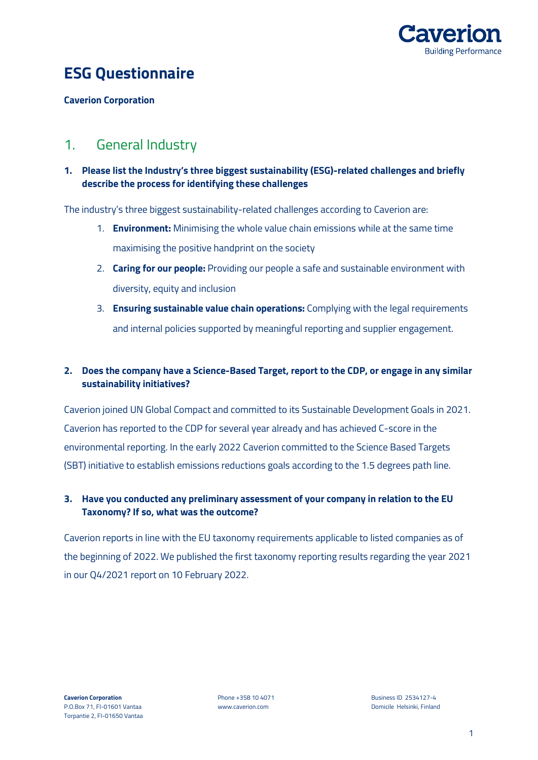# ESG Questionnaire

**Caverion Corporation**

## 1. General Industry

**1. Please list the Industry's three biggest sustainability (ESG)-related challenges and briefly describe the process for identifying these challenges**

The industry's three biggest sustainability-related challenges according to Caverion are:

1. **Environment:** Minimising the whole value chain emissions while at the same time maximising the positive handprint on the society
2. **Caring for our people:** Providing our people a safe and sustainable environment with diversity, equity and inclusion
3. **Ensuring sustainable value chain operations:** Complying with the legal requirements and internal policies supported by meaningful reporting and supplier engagement.

**2. Does the company have a Science-Based Target, report to the CDP, or engage in any similar sustainability initiatives?**

Caverion joined UN Global Compact and committed to its Sustainable Development Goals in 2021. Caverion has reported to the CDP for several year already and has achieved C-score in the environmental reporting. In the early 2022 Caverion committed to the Science Based Targets (SBT) initiative to establish emissions reductions goals according to the 1.5 degrees path line.

**3. Have you conducted any preliminary assessment of your company in relation to the EU Taxonomy? If so, what was the outcome?**

Caverion reports in line with the EU taxonomy requirements applicable to listed companies as of the beginning of 2022. We published the first taxonomy reporting results regarding the year 2021 in our Q4/2021 report on 10 February 2022.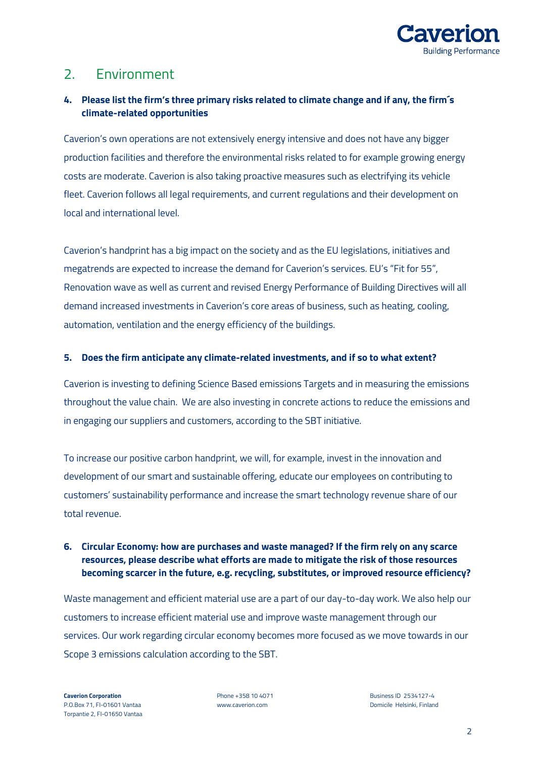## 2. Environment

**4. Please list the firm's three primary risks related to climate change and if any, the firm´s climate-related opportunities**

Caverion's own operations are not extensively energy intensive and does not have any bigger production facilities and therefore the environmental risks related to for example growing energy costs are moderate. Caverion is also taking proactive measures such as electrifying its vehicle fleet. Caverion follows all legal requirements, and current regulations and their development on local and international level.

Caverion's handprint has a big impact on the society and as the EU legislations, initiatives and megatrends are expected to increase the demand for Caverion's services. EU's "Fit for 55", Renovation wave as well as current and revised Energy Performance of Building Directives will all demand increased investments in Caverion's core areas of business, such as heating, cooling, automation, ventilation and the energy efficiency of the buildings.

**5. Does the firm anticipate any climate-related investments, and if so to what extent?**

Caverion is investing to defining Science Based emissions Targets and in measuring the emissions throughout the value chain. We are also investing in concrete actions to reduce the emissions and in engaging our suppliers and customers, according to the SBT initiative.

To increase our positive carbon handprint, we will, for example, invest in the innovation and development of our smart and sustainable offering, educate our employees on contributing to customers' sustainability performance and increase the smart technology revenue share of our total revenue.

**6. Circular Economy: how are purchases and waste managed? If the firm rely on any scarce resources, please describe what efforts are made to mitigate the risk of those resources becoming scarcer in the future, e.g. recycling, substitutes, or improved resource efficiency?**

Waste management and efficient material use are a part of our day-to-day work. We also help our customers to increase efficient material use and improve waste management through our services. Our work regarding circular economy becomes more focused as we move towards in our Scope 3 emissions calculation according to the SBT.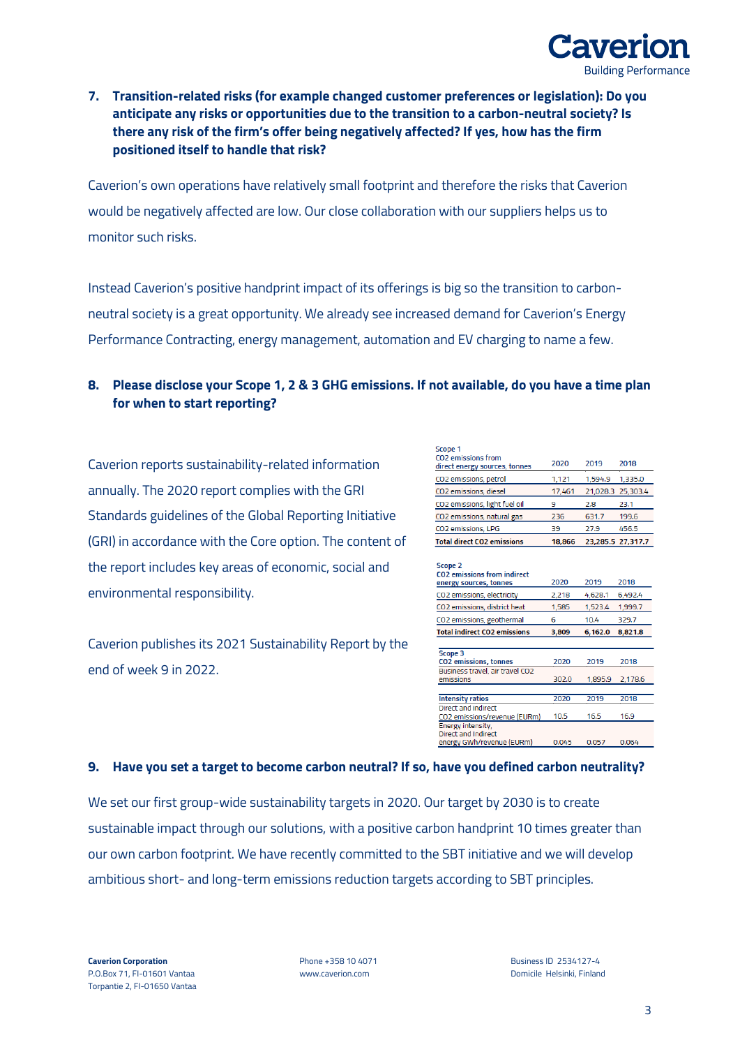**7. Transition-related risks (for example changed customer preferences or legislation): Do you anticipate any risks or opportunities due to the transition to a carbon-neutral society? Is there any risk of the firm's offer being negatively affected? If yes, how has the firm positioned itself to handle that risk?**

Caverion's own operations have relatively small footprint and therefore the risks that Caverion would be negatively affected are low. Our close collaboration with our suppliers helps us to monitor such risks.

Instead Caverion's positive handprint impact of its offerings is big so the transition to carbon-neutral society is a great opportunity. We already see increased demand for Caverion's Energy Performance Contracting, energy management, automation and EV charging to name a few.

**8. Please disclose your Scope 1, 2 & 3 GHG emissions. If not available, do you have a time plan for when to start reporting?**

Caverion reports sustainability-related information annually. The 2020 report complies with the GRI Standards guidelines of the Global Reporting Initiative (GRI) in accordance with the Core option. The content of the report includes key areas of economic, social and environmental responsibility.

Caverion publishes its 2021 Sustainability Report by the end of week 9 in 2022.

| Scope 1 CO2 emissions from direct energy sources, tonnes | 2020 | 2019 | 2018 |
|---|---|---|---|
| CO2 emissions, petrol | 1,121 | 1,594.9 | 1,335.0 |
| CO2 emissions, diesel | 17,461 | 21,028.3 | 25,303.4 |
| CO2 emissions, light fuel oil | 9 | 2.8 | 23.1 |
| CO2 emissions, natural gas | 236 | 631.7 | 199.6 |
| CO2 emissions, LPG | 39 | 27.9 | 456.5 |
| **Total direct CO2 emissions** | **18,866** | **23,285.5** | **27,317.7** |

| Scope 2 CO2 emissions from indirect energy sources, tonnes | 2020 | 2019 | 2018 |
|---|---|---|---|
| CO2 emissions, electricity | 2,218 | 4,628.1 | 6,492.4 |
| CO2 emissions, district heat | 1,585 | 1,523.4 | 1,999.7 |
| CO2 emissions, geothermal | 6 | 10.4 | 329.7 |
| **Total indirect CO2 emissions** | **3,809** | **6,162.0** | **8,821.8** |

| Scope 3 CO2 emissions, tonnes | 2020 | 2019 | 2018 |
|---|---|---|---|
| Business travel, air travel CO2 emissions | 302.0 | 1,895.9 | 2,178.6 |

| Intensity ratios | 2020 | 2019 | 2018 |
|---|---|---|---|
| Direct and indirect CO2 emissions/revenue (EURm) | 10.5 | 16.5 | 16.9 |
| Energy intensity, Direct and indirect energy GWh/revenue (EURm) | 0.045 | 0.057 | 0.064 |

**9. Have you set a target to become carbon neutral? If so, have you defined carbon neutrality?**

We set our first group-wide sustainability targets in 2020. Our target by 2030 is to create sustainable impact through our solutions, with a positive carbon handprint 10 times greater than our own carbon footprint. We have recently committed to the SBT initiative and we will develop ambitious short- and long-term emissions reduction targets according to SBT principles.

**Caverion Corporation**
P.O.Box 71, FI-01601 Vantaa
Torpantie 2, FI-01650 Vantaa

Phone +358 10 4071
www.caverion.com

Business ID 2534127-4
Domicile Helsinki, Finland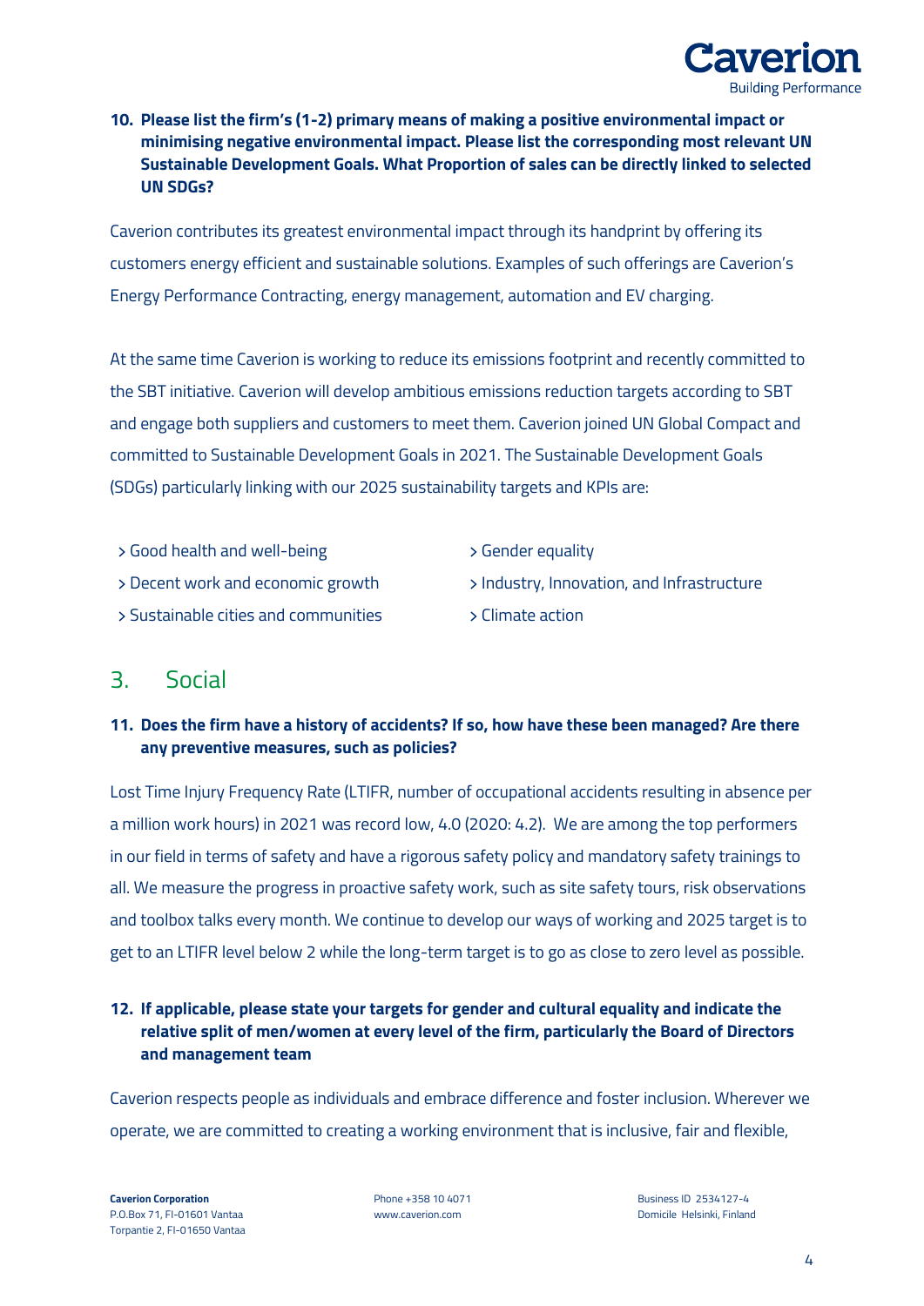**10. Please list the firm's (1-2) primary means of making a positive environmental impact or minimising negative environmental impact. Please list the corresponding most relevant UN Sustainable Development Goals. What Proportion of sales can be directly linked to selected UN SDGs?**

Caverion contributes its greatest environmental impact through its handprint by offering its customers energy efficient and sustainable solutions. Examples of such offerings are Caverion's Energy Performance Contracting, energy management, automation and EV charging.

At the same time Caverion is working to reduce its emissions footprint and recently committed to the SBT initiative. Caverion will develop ambitious emissions reduction targets according to SBT and engage both suppliers and customers to meet them. Caverion joined UN Global Compact and committed to Sustainable Development Goals in 2021. The Sustainable Development Goals (SDGs) particularly linking with our 2025 sustainability targets and KPIs are:

- > Good health and well-being
- > Decent work and economic growth
- > Sustainable cities and communities
- > Gender equality
- > Industry, Innovation, and Infrastructure
- > Climate action

## 3. Social

**11. Does the firm have a history of accidents? If so, how have these been managed? Are there any preventive measures, such as policies?**

Lost Time Injury Frequency Rate (LTIFR, number of occupational accidents resulting in absence per a million work hours) in 2021 was record low, 4.0 (2020: 4.2). We are among the top performers in our field in terms of safety and have a rigorous safety policy and mandatory safety trainings to all. We measure the progress in proactive safety work, such as site safety tours, risk observations and toolbox talks every month. We continue to develop our ways of working and 2025 target is to get to an LTIFR level below 2 while the long-term target is to go as close to zero level as possible.

**12. If applicable, please state your targets for gender and cultural equality and indicate the relative split of men/women at every level of the firm, particularly the Board of Directors and management team**

Caverion respects people as individuals and embrace difference and foster inclusion. Wherever we operate, we are committed to creating a working environment that is inclusive, fair and flexible,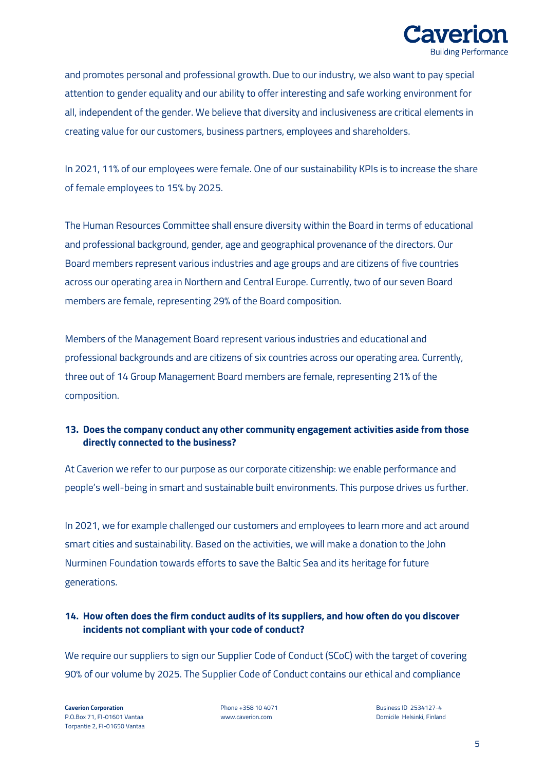and promotes personal and professional growth. Due to our industry, we also want to pay special attention to gender equality and our ability to offer interesting and safe working environment for all, independent of the gender. We believe that diversity and inclusiveness are critical elements in creating value for our customers, business partners, employees and shareholders.

In 2021, 11% of our employees were female. One of our sustainability KPIs is to increase the share of female employees to 15% by 2025.

The Human Resources Committee shall ensure diversity within the Board in terms of educational and professional background, gender, age and geographical provenance of the directors. Our Board members represent various industries and age groups and are citizens of five countries across our operating area in Northern and Central Europe. Currently, two of our seven Board members are female, representing 29% of the Board composition.

Members of the Management Board represent various industries and educational and professional backgrounds and are citizens of six countries across our operating area. Currently, three out of 14 Group Management Board members are female, representing 21% of the composition.

**13. Does the company conduct any other community engagement activities aside from those directly connected to the business?**

At Caverion we refer to our purpose as our corporate citizenship: we enable performance and people's well-being in smart and sustainable built environments. This purpose drives us further.

In 2021, we for example challenged our customers and employees to learn more and act around smart cities and sustainability. Based on the activities, we will make a donation to the John Nurminen Foundation towards efforts to save the Baltic Sea and its heritage for future generations.

**14. How often does the firm conduct audits of its suppliers, and how often do you discover incidents not compliant with your code of conduct?**

We require our suppliers to sign our Supplier Code of Conduct (SCoC) with the target of covering 90% of our volume by 2025. The Supplier Code of Conduct contains our ethical and compliance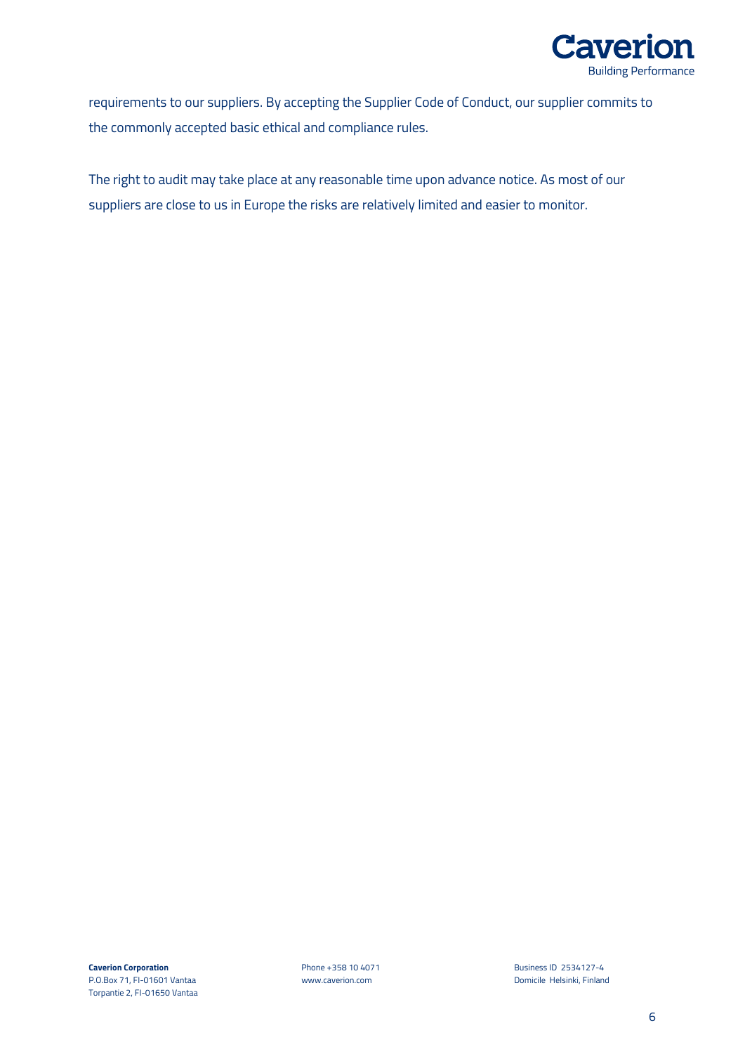requirements to our suppliers. By accepting the Supplier Code of Conduct, our supplier commits to the commonly accepted basic ethical and compliance rules.

The right to audit may take place at any reasonable time upon advance notice. As most of our suppliers are close to us in Europe the risks are relatively limited and easier to monitor.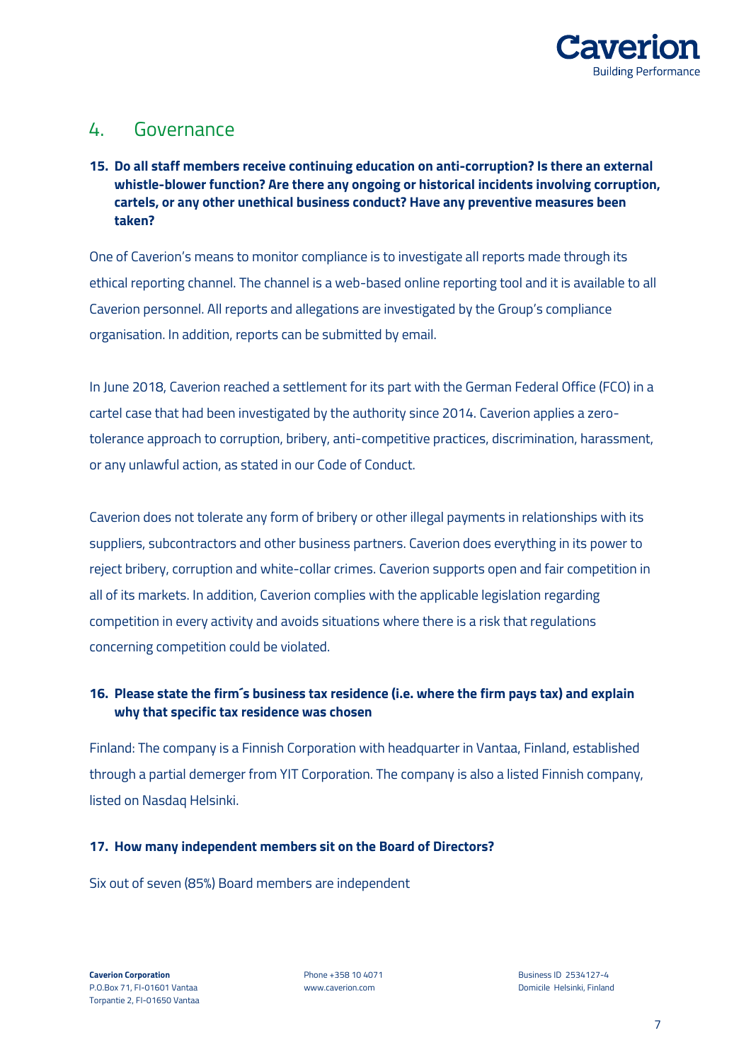## 4. Governance

**15. Do all staff members receive continuing education on anti-corruption? Is there an external whistle-blower function? Are there any ongoing or historical incidents involving corruption, cartels, or any other unethical business conduct? Have any preventive measures been taken?**

One of Caverion's means to monitor compliance is to investigate all reports made through its ethical reporting channel. The channel is a web-based online reporting tool and it is available to all Caverion personnel. All reports and allegations are investigated by the Group's compliance organisation. In addition, reports can be submitted by email.

In June 2018, Caverion reached a settlement for its part with the German Federal Office (FCO) in a cartel case that had been investigated by the authority since 2014. Caverion applies a zero-tolerance approach to corruption, bribery, anti-competitive practices, discrimination, harassment, or any unlawful action, as stated in our Code of Conduct.

Caverion does not tolerate any form of bribery or other illegal payments in relationships with its suppliers, subcontractors and other business partners. Caverion does everything in its power to reject bribery, corruption and white-collar crimes. Caverion supports open and fair competition in all of its markets. In addition, Caverion complies with the applicable legislation regarding competition in every activity and avoids situations where there is a risk that regulations concerning competition could be violated.

**16. Please state the firm´s business tax residence (i.e. where the firm pays tax) and explain why that specific tax residence was chosen**

Finland: The company is a Finnish Corporation with headquarter in Vantaa, Finland, established through a partial demerger from YIT Corporation. The company is also a listed Finnish company, listed on Nasdaq Helsinki.

**17. How many independent members sit on the Board of Directors?**

Six out of seven (85%) Board members are independent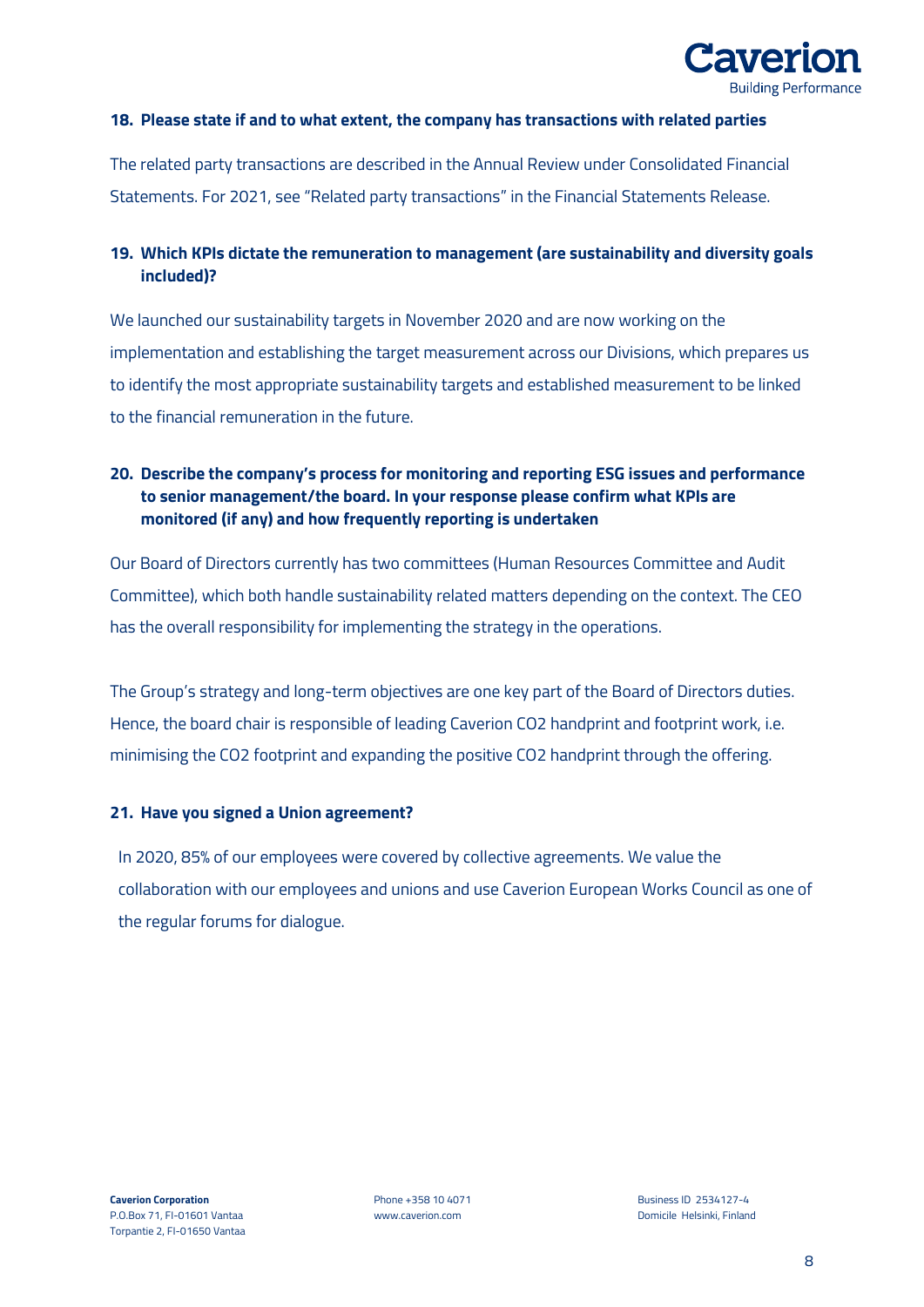## 18. Please state if and to what extent, the company has transactions with related parties

The related party transactions are described in the Annual Review under Consolidated Financial Statements. For 2021, see "Related party transactions" in the Financial Statements Release.

## 19. Which KPIs dictate the remuneration to management (are sustainability and diversity goals included)?

We launched our sustainability targets in November 2020 and are now working on the implementation and establishing the target measurement across our Divisions, which prepares us to identify the most appropriate sustainability targets and established measurement to be linked to the financial remuneration in the future.

## 20. Describe the company's process for monitoring and reporting ESG issues and performance to senior management/the board. In your response please confirm what KPIs are monitored (if any) and how frequently reporting is undertaken

Our Board of Directors currently has two committees (Human Resources Committee and Audit Committee), which both handle sustainability related matters depending on the context. The CEO has the overall responsibility for implementing the strategy in the operations.

The Group's strategy and long-term objectives are one key part of the Board of Directors duties. Hence, the board chair is responsible of leading Caverion CO2 handprint and footprint work, i.e. minimising the CO2 footprint and expanding the positive CO2 handprint through the offering.

## 21. Have you signed a Union agreement?

In 2020, 85% of our employees were covered by collective agreements. We value the collaboration with our employees and unions and use Caverion European Works Council as one of the regular forums for dialogue.

**Caverion Corporation**
P.O.Box 71, FI-01601 Vantaa
Torpantie 2, FI-01650 Vantaa

Phone +358 10 4071
www.caverion.com

Business ID 2534127-4
Domicile Helsinki, Finland